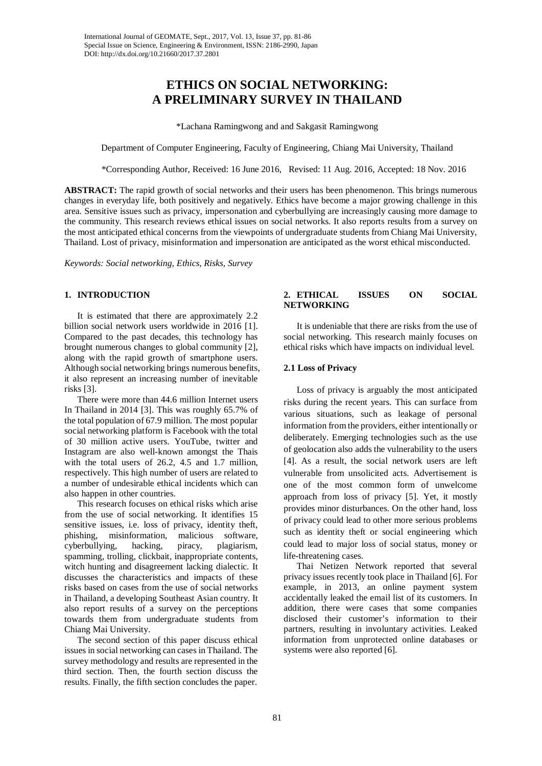# ETHICS ON SOCIAL NETWORKING: A PRELIMINARY SURVEY IN THAILAND

*Lachana Ramingwong and and Sakgasit Ramingwong

Department of Computer Engineering, Faculty of Engineering, Chiang Mai University, Thailand

*Corresponding Author, Received: 16 June 2016, Revised: 11 Aug. 2016, Accepted: 18 Nov. 2016

**ABSTRACT:** The rapid growth of social networks and their users has been phenomenon. This brings numerous changes in everyday life, both positively and negatively. Ethics have become a major growing challenge in this area. Sensitive issues such as privacy, impersonation and cyberbullying are increasingly causing more damage to the community. This research reviews ethical issues on social networks. It also reports results from a survey on the most anticipated ethical concerns from the viewpoints of undergraduate students from Chiang Mai University, Thailand. Lost of privacy, misinformation and impersonation are anticipated as the worst ethical misconducted.

*Keywords: Social networking, Ethics, Risks, Survey*

## 1. INTRODUCTION

It is estimated that there are approximately 2.2 billion social network users worldwide in 2016 [1]. Compared to the past decades, this technology has brought numerous changes to global community [2], along with the rapid growth of smartphone users. Although social networking brings numerous benefits, it also represent an increasing number of inevitable risks [3].

There were more than 44.6 million Internet users In Thailand in 2014 [3]. This was roughly 65.7% of the total population of 67.9 million. The most popular social networking platform is Facebook with the total of 30 million active users. YouTube, twitter and Instagram are also well-known amongst the Thais with the total users of 26.2, 4.5 and 1.7 million, respectively. This high number of users are related to a number of undesirable ethical incidents which can also happen in other countries.

This research focuses on ethical risks which arise from the use of social networking. It identifies 15 sensitive issues, i.e. loss of privacy, identity theft, phishing, misinformation, malicious software, cyberbullying, hacking, piracy, plagiarism, spamming, trolling, clickbait, inappropriate contents, witch hunting and disagreement lacking dialectic. It discusses the characteristics and impacts of these risks based on cases from the use of social networks in Thailand, a developing Southeast Asian country. It also report results of a survey on the perceptions towards them from undergraduate students from Chiang Mai University.

The second section of this paper discuss ethical issues in social networking can cases in Thailand. The survey methodology and results are represented in the third section. Then, the fourth section discuss the results. Finally, the fifth section concludes the paper.

## 2. ETHICAL ISSUES ON SOCIAL NETWORKING

It is undeniable that there are risks from the use of social networking. This research mainly focuses on ethical risks which have impacts on individual level.

### 2.1 Loss of Privacy

Loss of privacy is arguably the most anticipated risks during the recent years. This can surface from various situations, such as leakage of personal information from the providers, either intentionally or deliberately. Emerging technologies such as the use of geolocation also adds the vulnerability to the users [4]. As a result, the social network users are left vulnerable from unsolicited acts. Advertisement is one of the most common form of unwelcome approach from loss of privacy [5]. Yet, it mostly provides minor disturbances. On the other hand, loss of privacy could lead to other more serious problems such as identity theft or social engineering which could lead to major loss of social status, money or life-threatening cases.

Thai Netizen Network reported that several privacy issues recently took place in Thailand [6]. For example, in 2013, an online payment system accidentally leaked the email list of its customers. In addition, there were cases that some companies disclosed their customer's information to their partners, resulting in involuntary activities. Leaked information from unprotected online databases or systems were also reported [6].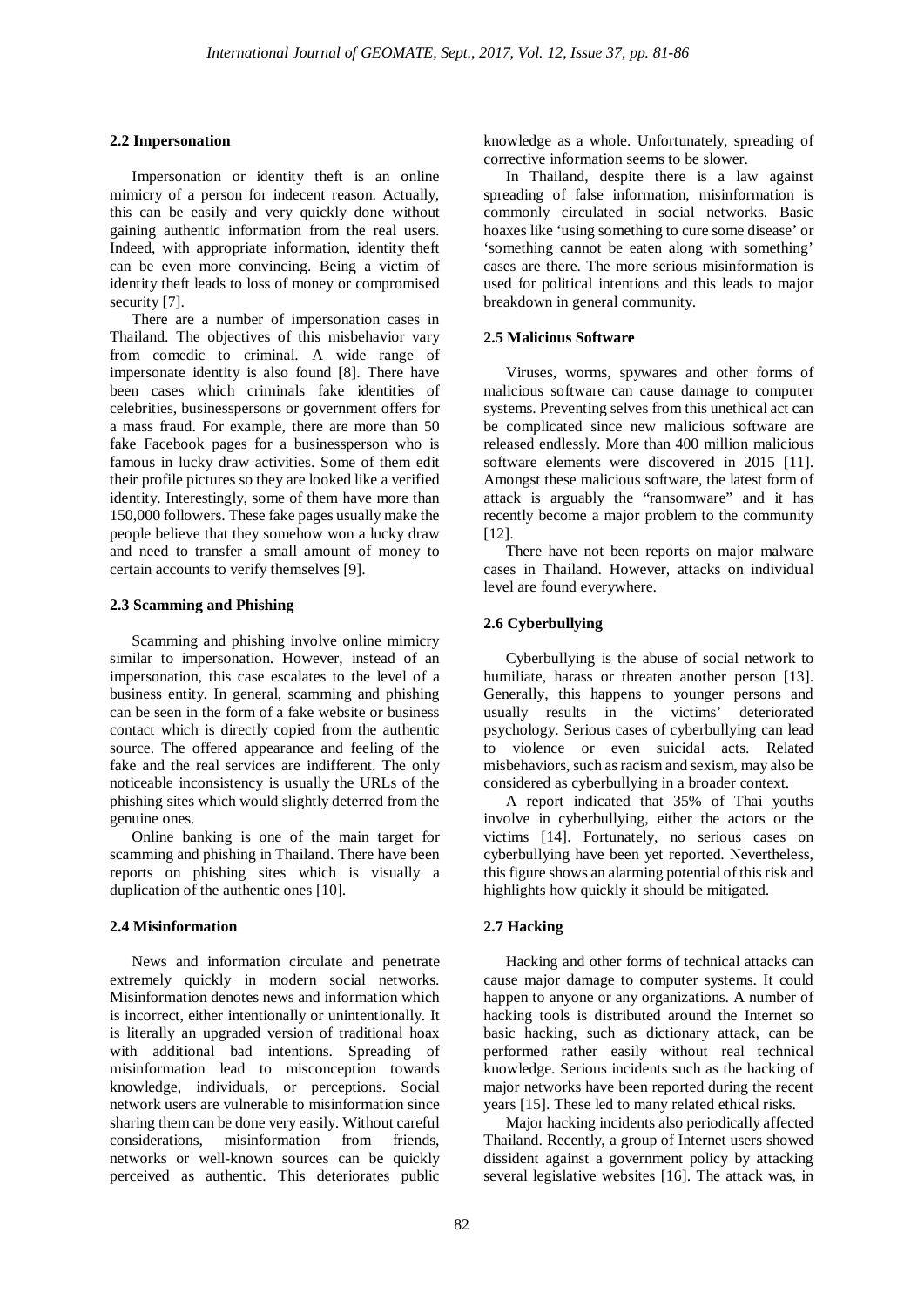### 2.2 Impersonation

Impersonation or identity theft is an online mimicry of a person for indecent reason. Actually, this can be easily and very quickly done without gaining authentic information from the real users. Indeed, with appropriate information, identity theft can be even more convincing. Being a victim of identity theft leads to loss of money or compromised security [7].

There are a number of impersonation cases in Thailand. The objectives of this misbehavior vary from comedic to criminal. A wide range of impersonate identity is also found [8]. There have been cases which criminals fake identities of celebrities, businesspersons or government offers for a mass fraud. For example, there are more than 50 fake Facebook pages for a businessperson who is famous in lucky draw activities. Some of them edit their profile pictures so they are looked like a verified identity. Interestingly, some of them have more than 150,000 followers. These fake pages usually make the people believe that they somehow won a lucky draw and need to transfer a small amount of money to certain accounts to verify themselves [9].

### 2.3 Scamming and Phishing

Scamming and phishing involve online mimicry similar to impersonation. However, instead of an impersonation, this case escalates to the level of a business entity. In general, scamming and phishing can be seen in the form of a fake website or business contact which is directly copied from the authentic source. The offered appearance and feeling of the fake and the real services are indifferent. The only noticeable inconsistency is usually the URLs of the phishing sites which would slightly deterred from the genuine ones.

Online banking is one of the main target for scamming and phishing in Thailand. There have been reports on phishing sites which is visually a duplication of the authentic ones [10].

### 2.4 Misinformation

News and information circulate and penetrate extremely quickly in modern social networks. Misinformation denotes news and information which is incorrect, either intentionally or unintentionally. It is literally an upgraded version of traditional hoax with additional bad intentions. Spreading of misinformation lead to misconception towards knowledge, individuals, or perceptions. Social network users are vulnerable to misinformation since sharing them can be done very easily. Without careful considerations, misinformation from friends, networks or well-known sources can be quickly perceived as authentic. This deteriorates public knowledge as a whole. Unfortunately, spreading of corrective information seems to be slower.

In Thailand, despite there is a law against spreading of false information, misinformation is commonly circulated in social networks. Basic hoaxes like 'using something to cure some disease' or 'something cannot be eaten along with something' cases are there. The more serious misinformation is used for political intentions and this leads to major breakdown in general community.

### 2.5 Malicious Software

Viruses, worms, spywares and other forms of malicious software can cause damage to computer systems. Preventing selves from this unethical act can be complicated since new malicious software are released endlessly. More than 400 million malicious software elements were discovered in 2015 [11]. Amongst these malicious software, the latest form of attack is arguably the "ransomware" and it has recently become a major problem to the community [12].

There have not been reports on major malware cases in Thailand. However, attacks on individual level are found everywhere.

### 2.6 Cyberbullying

Cyberbullying is the abuse of social network to humiliate, harass or threaten another person [13]. Generally, this happens to younger persons and usually results in the victims' deteriorated psychology. Serious cases of cyberbullying can lead to violence or even suicidal acts. Related misbehaviors, such as racism and sexism, may also be considered as cyberbullying in a broader context.

A report indicated that 35% of Thai youths involve in cyberbullying, either the actors or the victims [14]. Fortunately, no serious cases on cyberbullying have been yet reported. Nevertheless, this figure shows an alarming potential of this risk and highlights how quickly it should be mitigated.

### 2.7 Hacking

Hacking and other forms of technical attacks can cause major damage to computer systems. It could happen to anyone or any organizations. A number of hacking tools is distributed around the Internet so basic hacking, such as dictionary attack, can be performed rather easily without real technical knowledge. Serious incidents such as the hacking of major networks have been reported during the recent years [15]. These led to many related ethical risks.

Major hacking incidents also periodically affected Thailand. Recently, a group of Internet users showed dissident against a government policy by attacking several legislative websites [16]. The attack was, in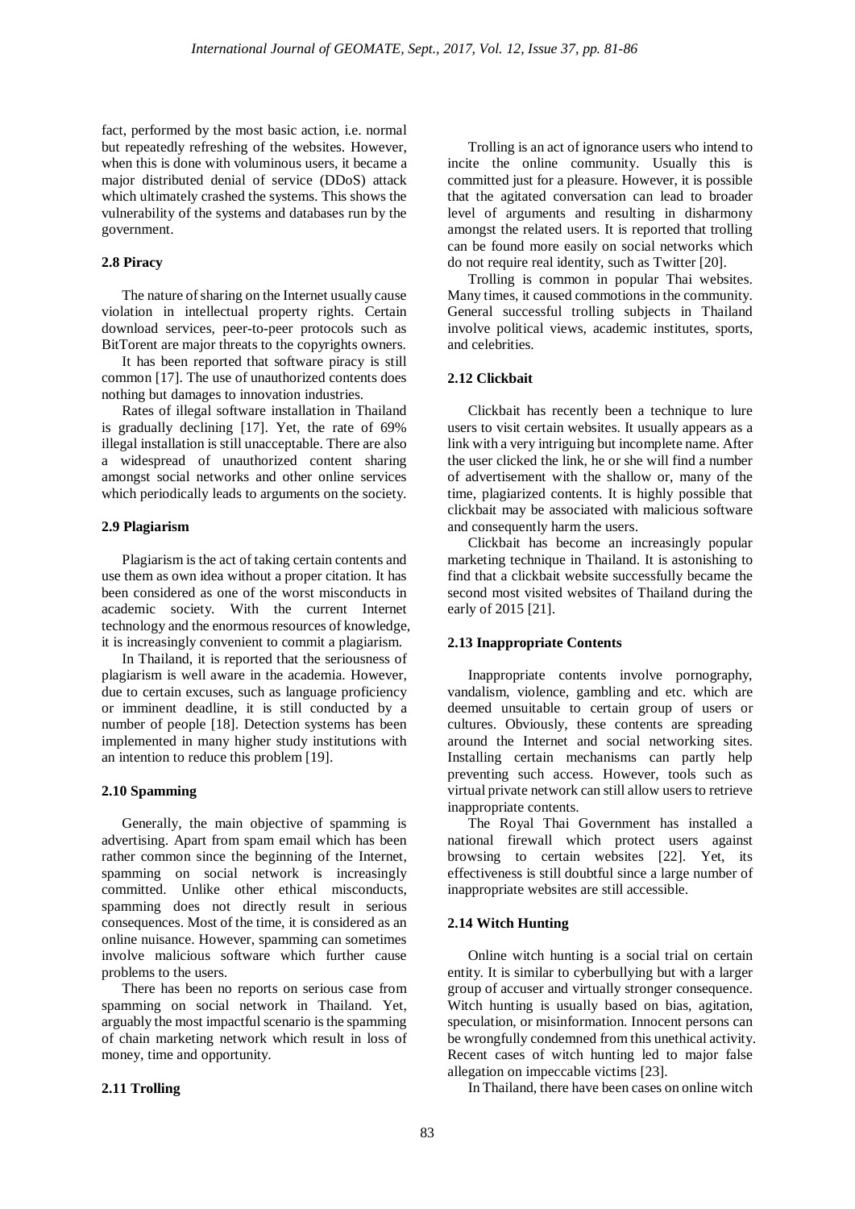fact, performed by the most basic action, i.e. normal but repeatedly refreshing of the websites. However, when this is done with voluminous users, it became a major distributed denial of service (DDoS) attack which ultimately crashed the systems. This shows the vulnerability of the systems and databases run by the government.

### 2.8 Piracy

The nature of sharing on the Internet usually cause violation in intellectual property rights. Certain download services, peer-to-peer protocols such as BitTorent are major threats to the copyrights owners.

It has been reported that software piracy is still common [17]. The use of unauthorized contents does nothing but damages to innovation industries.

Rates of illegal software installation in Thailand is gradually declining [17]. Yet, the rate of 69% illegal installation is still unacceptable. There are also a widespread of unauthorized content sharing amongst social networks and other online services which periodically leads to arguments on the society.

### 2.9 Plagiarism

Plagiarism is the act of taking certain contents and use them as own idea without a proper citation. It has been considered as one of the worst misconducts in academic society. With the current Internet technology and the enormous resources of knowledge, it is increasingly convenient to commit a plagiarism.

In Thailand, it is reported that the seriousness of plagiarism is well aware in the academia. However, due to certain excuses, such as language proficiency or imminent deadline, it is still conducted by a number of people [18]. Detection systems has been implemented in many higher study institutions with an intention to reduce this problem [19].

### 2.10 Spamming

Generally, the main objective of spamming is advertising. Apart from spam email which has been rather common since the beginning of the Internet, spamming on social network is increasingly committed. Unlike other ethical misconducts, spamming does not directly result in serious consequences. Most of the time, it is considered as an online nuisance. However, spamming can sometimes involve malicious software which further cause problems to the users.

There has been no reports on serious case from spamming on social network in Thailand. Yet, arguably the most impactful scenario is the spamming of chain marketing network which result in loss of money, time and opportunity.

### 2.11 Trolling

Trolling is an act of ignorance users who intend to incite the online community. Usually this is committed just for a pleasure. However, it is possible that the agitated conversation can lead to broader level of arguments and resulting in disharmony amongst the related users. It is reported that trolling can be found more easily on social networks which do not require real identity, such as Twitter [20].

Trolling is common in popular Thai websites. Many times, it caused commotions in the community. General successful trolling subjects in Thailand involve political views, academic institutes, sports, and celebrities.

### 2.12 Clickbait

Clickbait has recently been a technique to lure users to visit certain websites. It usually appears as a link with a very intriguing but incomplete name. After the user clicked the link, he or she will find a number of advertisement with the shallow or, many of the time, plagiarized contents. It is highly possible that clickbait may be associated with malicious software and consequently harm the users.

Clickbait has become an increasingly popular marketing technique in Thailand. It is astonishing to find that a clickbait website successfully became the second most visited websites of Thailand during the early of 2015 [21].

### 2.13 Inappropriate Contents

Inappropriate contents involve pornography, vandalism, violence, gambling and etc. which are deemed unsuitable to certain group of users or cultures. Obviously, these contents are spreading around the Internet and social networking sites. Installing certain mechanisms can partly help preventing such access. However, tools such as virtual private network can still allow users to retrieve inappropriate contents.

The Royal Thai Government has installed a national firewall which protect users against browsing to certain websites [22]. Yet, its effectiveness is still doubtful since a large number of inappropriate websites are still accessible.

### 2.14 Witch Hunting

Online witch hunting is a social trial on certain entity. It is similar to cyberbullying but with a larger group of accuser and virtually stronger consequence. Witch hunting is usually based on bias, agitation, speculation, or misinformation. Innocent persons can be wrongfully condemned from this unethical activity. Recent cases of witch hunting led to major false allegation on impeccable victims [23].

In Thailand, there have been cases on online witch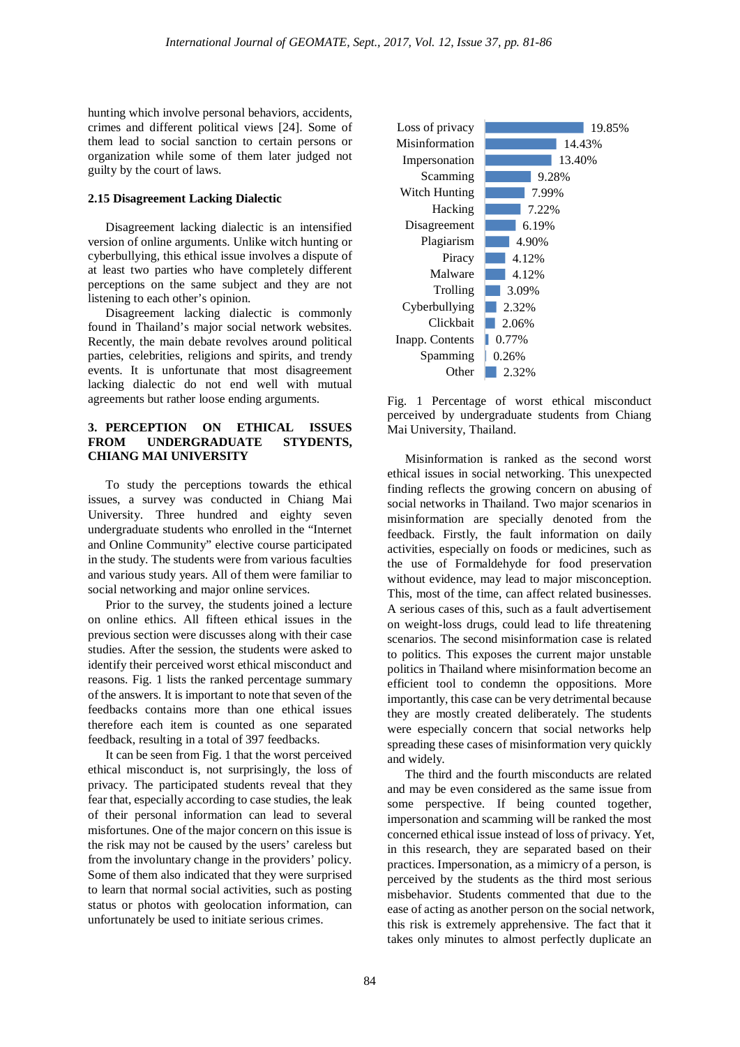hunting which involve personal behaviors, accidents, crimes and different political views [24]. Some of them lead to social sanction to certain persons or organization while some of them later judged not guilty by the court of laws.

### 2.15 Disagreement Lacking Dialectic

Disagreement lacking dialectic is an intensified version of online arguments. Unlike witch hunting or cyberbullying, this ethical issue involves a dispute of at least two parties who have completely different perceptions on the same subject and they are not listening to each other's opinion.

Disagreement lacking dialectic is commonly found in Thailand's major social network websites. Recently, the main debate revolves around political parties, celebrities, religions and spirits, and trendy events. It is unfortunate that most disagreement lacking dialectic do not end well with mutual agreements but rather loose ending arguments.

## 3. PERCEPTION ON ETHICAL ISSUES FROM UNDERGRADUATE STYDENTS, CHIANG MAI UNIVERSITY

To study the perceptions towards the ethical issues, a survey was conducted in Chiang Mai University. Three hundred and eighty seven undergraduate students who enrolled in the "Internet and Online Community" elective course participated in the study. The students were from various faculties and various study years. All of them were familiar to social networking and major online services.

Prior to the survey, the students joined a lecture on online ethics. All fifteen ethical issues in the previous section were discusses along with their case studies. After the session, the students were asked to identify their perceived worst ethical misconduct and reasons. Fig. 1 lists the ranked percentage summary of the answers. It is important to note that seven of the feedbacks contains more than one ethical issues therefore each item is counted as one separated feedback, resulting in a total of 397 feedbacks.

It can be seen from Fig. 1 that the worst perceived ethical misconduct is, not surprisingly, the loss of privacy. The participated students reveal that they fear that, especially according to case studies, the leak of their personal information can lead to several misfortunes. One of the major concern on this issue is the risk may not be caused by the users' careless but from the involuntary change in the providers' policy. Some of them also indicated that they were surprised to learn that normal social activities, such as posting status or photos with geolocation information, can unfortunately be used to initiate serious crimes.

| Ethical misconduct | Percentage |
|---|---|
| Loss of privacy | 19.85% |
| Misinformation | 14.43% |
| Impersonation | 13.40% |
| Scamming | 9.28% |
| Witch Hunting | 7.99% |
| Hacking | 7.22% |
| Disagreement | 6.19% |
| Plagiarism | 4.90% |
| Piracy | 4.12% |
| Malware | 4.12% |
| Trolling | 3.09% |
| Cyberbullying | 2.32% |
| Clickbait | 2.06% |
| Inapp. Contents | 0.77% |
| Spamming | 0.26% |
| Other | 2.32% |

Fig. 1 Percentage of worst ethical misconduct perceived by undergraduate students from Chiang Mai University, Thailand.

Misinformation is ranked as the second worst ethical issues in social networking. This unexpected finding reflects the growing concern on abusing of social networks in Thailand. Two major scenarios in misinformation are specially denoted from the feedback. Firstly, the fault information on daily activities, especially on foods or medicines, such as the use of Formaldehyde for food preservation without evidence, may lead to major misconception. This, most of the time, can affect related businesses. A serious cases of this, such as a fault advertisement on weight-loss drugs, could lead to life threatening scenarios. The second misinformation case is related to politics. This exposes the current major unstable politics in Thailand where misinformation become an efficient tool to condemn the oppositions. More importantly, this case can be very detrimental because they are mostly created deliberately. The students were especially concern that social networks help spreading these cases of misinformation very quickly and widely.

The third and the fourth misconducts are related and may be even considered as the same issue from some perspective. If being counted together, impersonation and scamming will be ranked the most concerned ethical issue instead of loss of privacy. Yet, in this research, they are separated based on their practices. Impersonation, as a mimicry of a person, is perceived by the students as the third most serious misbehavior. Students commented that due to the ease of acting as another person on the social network, this risk is extremely apprehensive. The fact that it takes only minutes to almost perfectly duplicate an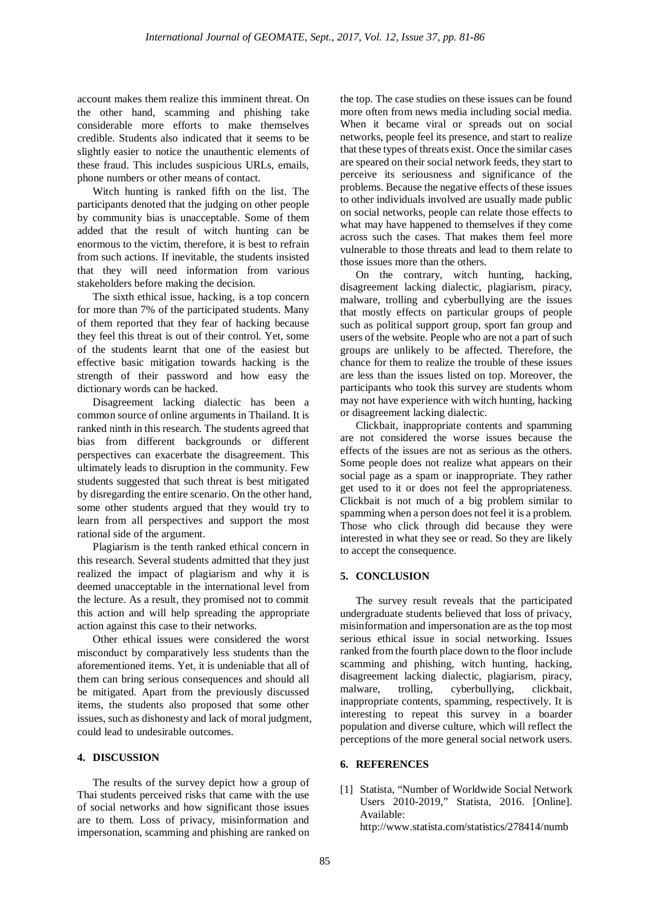account makes them realize this imminent threat. On the other hand, scamming and phishing take considerable more efforts to make themselves credible. Students also indicated that it seems to be slightly easier to notice the unauthentic elements of these fraud. This includes suspicious URLs, emails, phone numbers or other means of contact.

Witch hunting is ranked fifth on the list. The participants denoted that the judging on other people by community bias is unacceptable. Some of them added that the result of witch hunting can be enormous to the victim, therefore, it is best to refrain from such actions. If inevitable, the students insisted that they will need information from various stakeholders before making the decision.

The sixth ethical issue, hacking, is a top concern for more than 7% of the participated students. Many of them reported that they fear of hacking because they feel this threat is out of their control. Yet, some of the students learnt that one of the easiest but effective basic mitigation towards hacking is the strength of their password and how easy the dictionary words can be hacked.

Disagreement lacking dialectic has been a common source of online arguments in Thailand. It is ranked ninth in this research. The students agreed that bias from different backgrounds or different perspectives can exacerbate the disagreement. This ultimately leads to disruption in the community. Few students suggested that such threat is best mitigated by disregarding the entire scenario. On the other hand, some other students argued that they would try to learn from all perspectives and support the most rational side of the argument.

Plagiarism is the tenth ranked ethical concern in this research. Several students admitted that they just realized the impact of plagiarism and why it is deemed unacceptable in the international level from the lecture. As a result, they promised not to commit this action and will help spreading the appropriate action against this case to their networks.

Other ethical issues were considered the worst misconduct by comparatively less students than the aforementioned items. Yet, it is undeniable that all of them can bring serious consequences and should all be mitigated. Apart from the previously discussed items, the students also proposed that some other issues, such as dishonesty and lack of moral judgment, could lead to undesirable outcomes.

## 4. DISCUSSION

The results of the survey depict how a group of Thai students perceived risks that came with the use of social networks and how significant those issues are to them. Loss of privacy, misinformation and impersonation, scamming and phishing are ranked on the top. The case studies on these issues can be found more often from news media including social media. When it became viral or spreads out on social networks, people feel its presence, and start to realize that these types of threats exist. Once the similar cases are speared on their social network feeds, they start to perceive its seriousness and significance of the problems. Because the negative effects of these issues to other individuals involved are usually made public on social networks, people can relate those effects to what may have happened to themselves if they come across such the cases. That makes them feel more vulnerable to those threats and lead to them relate to those issues more than the others.

On the contrary, witch hunting, hacking, disagreement lacking dialectic, plagiarism, piracy, malware, trolling and cyberbullying are the issues that mostly effects on particular groups of people such as political support group, sport fan group and users of the website. People who are not a part of such groups are unlikely to be affected. Therefore, the chance for them to realize the trouble of these issues are less than the issues listed on top. Moreover, the participants who took this survey are students whom may not have experience with witch hunting, hacking or disagreement lacking dialectic.

Clickbait, inappropriate contents and spamming are not considered the worse issues because the effects of the issues are not as serious as the others. Some people does not realize what appears on their social page as a spam or inappropriate. They rather get used to it or does not feel the appropriateness. Clickbait is not much of a big problem similar to spamming when a person does not feel it is a problem. Those who click through did because they were interested in what they see or read. So they are likely to accept the consequence.

## 5. CONCLUSION

The survey result reveals that the participated undergraduate students believed that loss of privacy, misinformation and impersonation are as the top most serious ethical issue in social networking. Issues ranked from the fourth place down to the floor include scamming and phishing, witch hunting, hacking, disagreement lacking dialectic, plagiarism, piracy, malware, trolling, cyberbullying, clickbait, inappropriate contents, spamming, respectively. It is interesting to repeat this survey in a boarder population and diverse culture, which will reflect the perceptions of the more general social network users.

## 6. REFERENCES

[1] Statista, "Number of Worldwide Social Network Users 2010-2019," Statista, 2016. [Online]. Available: http://www.statista.com/statistics/278414/numb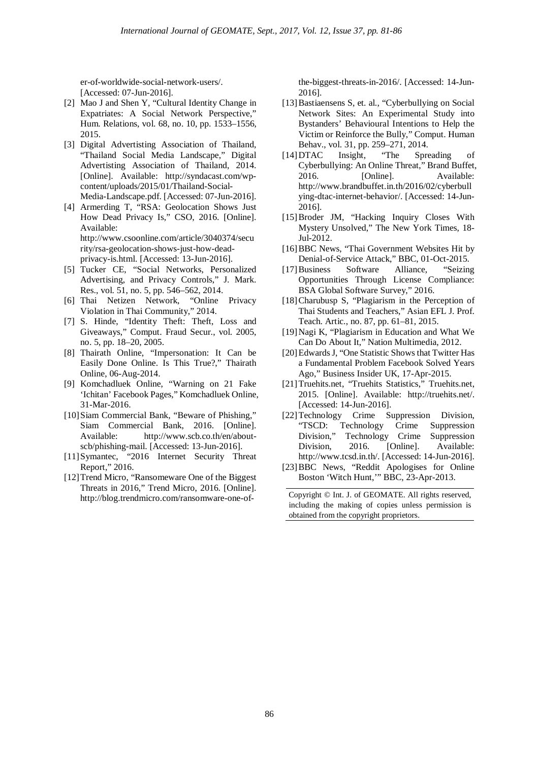er-of-worldwide-social-network-users/. [Accessed: 07-Jun-2016].

[2] Mao J and Shen Y, "Cultural Identity Change in Expatriates: A Social Network Perspective," Hum. Relations, vol. 68, no. 10, pp. 1533–1556, 2015.

[3] Digital Advertisting Association of Thailand, "Thailand Social Media Landscape," Digital Advertisting Association of Thailand, 2014. [Online]. Available: http://syndacast.com/wp-content/uploads/2015/01/Thailand-Social-Media-Landscape.pdf. [Accessed: 07-Jun-2016].

[4] Armerding T, "RSA: Geolocation Shows Just How Dead Privacy Is," CSO, 2016. [Online]. Available: http://www.csoonline.com/article/3040374/security/rsa-geolocation-shows-just-how-dead-privacy-is.html. [Accessed: 13-Jun-2016].

[5] Tucker CE, "Social Networks, Personalized Advertising, and Privacy Controls," J. Mark. Res., vol. 51, no. 5, pp. 546–562, 2014.

[6] Thai Netizen Network, "Online Privacy Violation in Thai Community," 2014.

[7] S. Hinde, "Identity Theft: Theft, Loss and Giveaways," Comput. Fraud Secur., vol. 2005, no. 5, pp. 18–20, 2005.

[8] Thairath Online, "Impersonation: It Can be Easily Done Online. Is This True?," Thairath Online, 06-Aug-2014.

[9] Komchadluek Online, "Warning on 21 Fake 'Ichitan' Facebook Pages," Komchadluek Online, 31-Mar-2016.

[10] Siam Commercial Bank, "Beware of Phishing," Siam Commercial Bank, 2016. [Online]. Available: http://www.scb.co.th/en/about-scb/phishing-mail. [Accessed: 13-Jun-2016].

[11] Symantec, "2016 Internet Security Threat Report," 2016.

[12] Trend Micro, "Ransomeware One of the Biggest Threats in 2016," Trend Micro, 2016. [Online]. http://blog.trendmicro.com/ransomware-one-of-the-biggest-threats-in-2016/. [Accessed: 14-Jun-2016].

[13] Bastiaensens S, et. al., "Cyberbullying on Social Network Sites: An Experimental Study into Bystanders' Behavioural Intentions to Help the Victim or Reinforce the Bully," Comput. Human Behav., vol. 31, pp. 259–271, 2014.

[14] DTAC Insight, "The Spreading of Cyberbullying: An Online Threat," Brand Buffet, 2016. [Online]. Available: http://www.brandbuffet.in.th/2016/02/cyberbullying-dtac-internet-behavior/. [Accessed: 14-Jun-2016].

[15] Broder JM, "Hacking Inquiry Closes With Mystery Unsolved," The New York Times, 18-Jul-2012.

[16] BBC News, "Thai Government Websites Hit by Denial-of-Service Attack," BBC, 01-Oct-2015.

[17] Business Software Alliance, "Seizing Opportunities Through License Compliance: BSA Global Software Survey," 2016.

[18] Charubusp S, "Plagiarism in the Perception of Thai Students and Teachers," Asian EFL J. Prof. Teach. Artic., no. 87, pp. 61–81, 2015.

[19] Nagi K, "Plagiarism in Education and What We Can Do About It," Nation Multimedia, 2012.

[20] Edwards J, "One Statistic Shows that Twitter Has a Fundamental Problem Facebook Solved Years Ago," Business Insider UK, 17-Apr-2015.

[21] Truehits.net, "Truehits Statistics," Truehits.net, 2015. [Online]. Available: http://truehits.net/. [Accessed: 14-Jun-2016].

[22] Technology Crime Suppression Division, "TSCD: Technology Crime Suppression Division," Technology Crime Suppression Division, 2016. [Online]. Available: http://www.tcsd.in.th/. [Accessed: 14-Jun-2016].

[23] BBC News, "Reddit Apologises for Online Boston 'Witch Hunt,'" BBC, 23-Apr-2013.

Copyright © Int. J. of GEOMATE. All rights reserved, including the making of copies unless permission is obtained from the copyright proprietors.